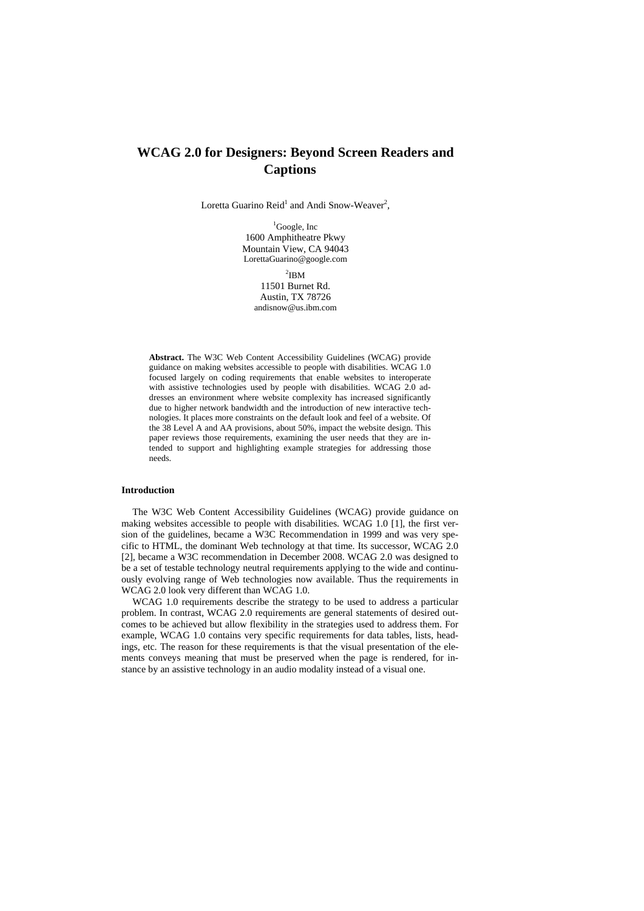# WCAG 2.0 for Designers: Beyond Screen Readers and Captions

Loretta Guarino Reid[1] and Andi Snow-Weaver[2],

[1]Google, Inc
1600 Amphitheatre Pkwy
Mountain View, CA 94043
LorettaGuarino@google.com

[2]IBM
11501 Burnet Rd.
Austin, TX 78726
andisnow@us.ibm.com

**Abstract.** The W3C Web Content Accessibility Guidelines (WCAG) provide guidance on making websites accessible to people with disabilities. WCAG 1.0 focused largely on coding requirements that enable websites to interoperate with assistive technologies used by people with disabilities. WCAG 2.0 addresses an environment where website complexity has increased significantly due to higher network bandwidth and the introduction of new interactive technologies. It places more constraints on the default look and feel of a website. Of the 38 Level A and AA provisions, about 50%, impact the website design. This paper reviews those requirements, examining the user needs that they are intended to support and highlighting example strategies for addressing those needs.

## Introduction

The W3C Web Content Accessibility Guidelines (WCAG) provide guidance on making websites accessible to people with disabilities. WCAG 1.0 [1], the first version of the guidelines, became a W3C Recommendation in 1999 and was very specific to HTML, the dominant Web technology at that time. Its successor, WCAG 2.0 [2], became a W3C recommendation in December 2008. WCAG 2.0 was designed to be a set of testable technology neutral requirements applying to the wide and continuously evolving range of Web technologies now available. Thus the requirements in WCAG 2.0 look very different than WCAG 1.0.

WCAG 1.0 requirements describe the strategy to be used to address a particular problem. In contrast, WCAG 2.0 requirements are general statements of desired outcomes to be achieved but allow flexibility in the strategies used to address them. For example, WCAG 1.0 contains very specific requirements for data tables, lists, headings, etc. The reason for these requirements is that the visual presentation of the elements conveys meaning that must be preserved when the page is rendered, for instance by an assistive technology in an audio modality instead of a visual one.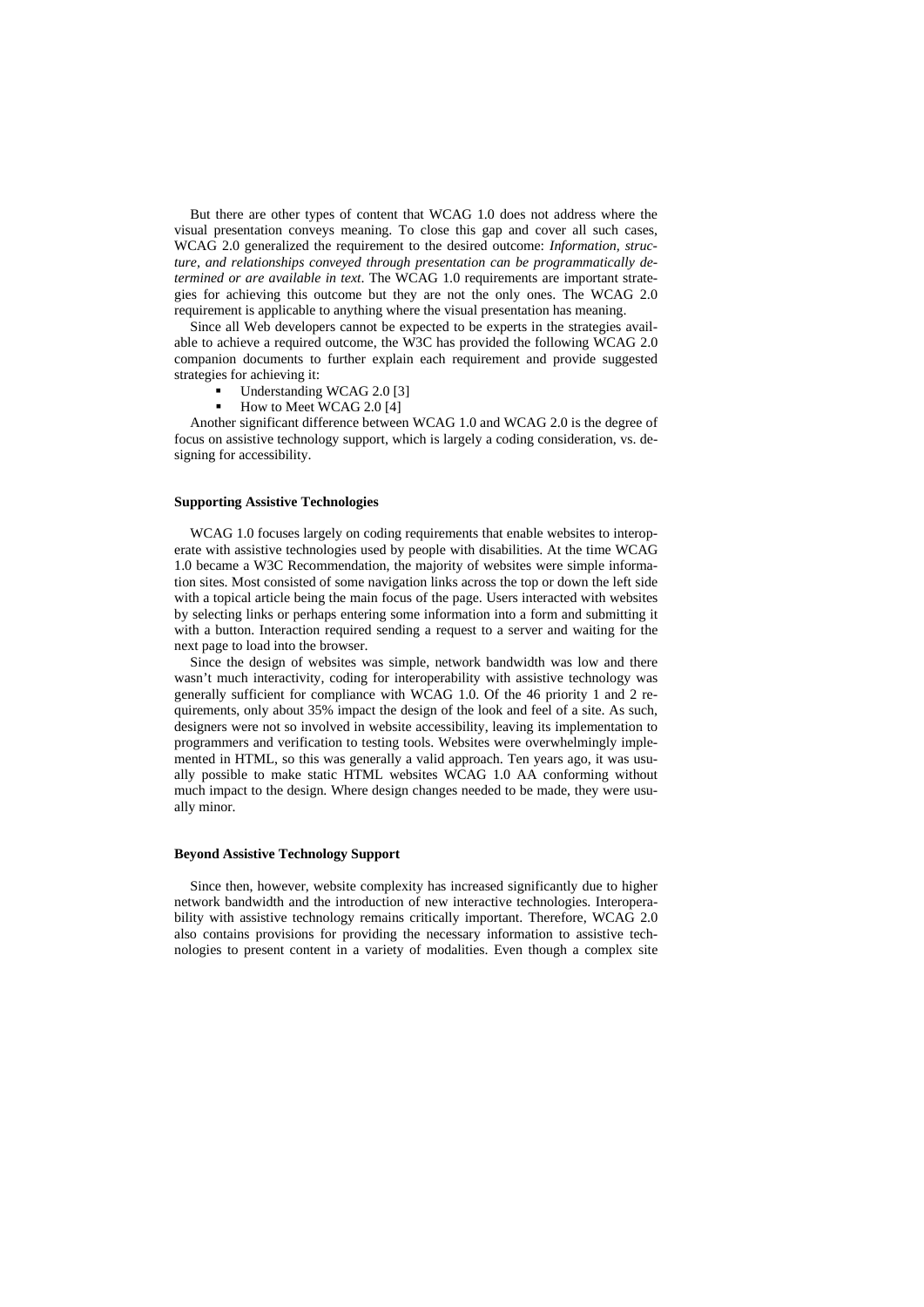But there are other types of content that WCAG 1.0 does not address where the visual presentation conveys meaning. To close this gap and cover all such cases, WCAG 2.0 generalized the requirement to the desired outcome: *Information, structure, and relationships conveyed through presentation can be programmatically determined or are available in text*. The WCAG 1.0 requirements are important strategies for achieving this outcome but they are not the only ones. The WCAG 2.0 requirement is applicable to anything where the visual presentation has meaning.

Since all Web developers cannot be expected to be experts in the strategies available to achieve a required outcome, the W3C has provided the following WCAG 2.0 companion documents to further explain each requirement and provide suggested strategies for achieving it:

- Understanding WCAG 2.0 [3]
- How to Meet WCAG 2.0 [4]

Another significant difference between WCAG 1.0 and WCAG 2.0 is the degree of focus on assistive technology support, which is largely a coding consideration, vs. designing for accessibility.

### Supporting Assistive Technologies

WCAG 1.0 focuses largely on coding requirements that enable websites to interoperate with assistive technologies used by people with disabilities. At the time WCAG 1.0 became a W3C Recommendation, the majority of websites were simple information sites. Most consisted of some navigation links across the top or down the left side with a topical article being the main focus of the page. Users interacted with websites by selecting links or perhaps entering some information into a form and submitting it with a button. Interaction required sending a request to a server and waiting for the next page to load into the browser.

Since the design of websites was simple, network bandwidth was low and there wasn't much interactivity, coding for interoperability with assistive technology was generally sufficient for compliance with WCAG 1.0. Of the 46 priority 1 and 2 requirements, only about 35% impact the design of the look and feel of a site. As such, designers were not so involved in website accessibility, leaving its implementation to programmers and verification to testing tools. Websites were overwhelmingly implemented in HTML, so this was generally a valid approach. Ten years ago, it was usually possible to make static HTML websites WCAG 1.0 AA conforming without much impact to the design. Where design changes needed to be made, they were usually minor.

### Beyond Assistive Technology Support

Since then, however, website complexity has increased significantly due to higher network bandwidth and the introduction of new interactive technologies. Interoperability with assistive technology remains critically important. Therefore, WCAG 2.0 also contains provisions for providing the necessary information to assistive technologies to present content in a variety of modalities. Even though a complex site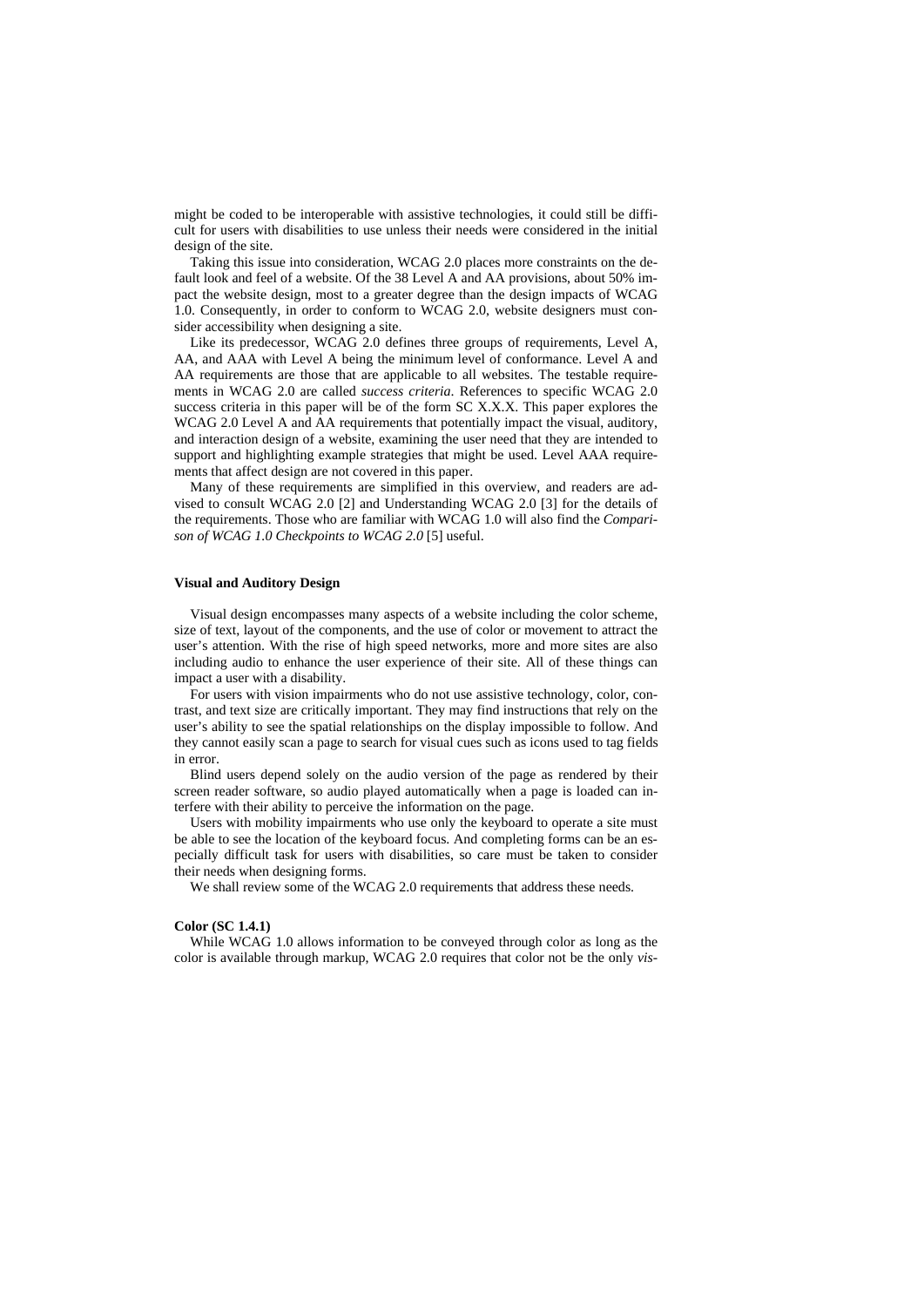might be coded to be interoperable with assistive technologies, it could still be difficult for users with disabilities to use unless their needs were considered in the initial design of the site.

Taking this issue into consideration, WCAG 2.0 places more constraints on the default look and feel of a website. Of the 38 Level A and AA provisions, about 50% impact the website design, most to a greater degree than the design impacts of WCAG 1.0. Consequently, in order to conform to WCAG 2.0, website designers must consider accessibility when designing a site.

Like its predecessor, WCAG 2.0 defines three groups of requirements, Level A, AA, and AAA with Level A being the minimum level of conformance. Level A and AA requirements are those that are applicable to all websites. The testable requirements in WCAG 2.0 are called *success criteria*. References to specific WCAG 2.0 success criteria in this paper will be of the form SC X.X.X. This paper explores the WCAG 2.0 Level A and AA requirements that potentially impact the visual, auditory, and interaction design of a website, examining the user need that they are intended to support and highlighting example strategies that might be used. Level AAA requirements that affect design are not covered in this paper.

Many of these requirements are simplified in this overview, and readers are advised to consult WCAG 2.0 [2] and Understanding WCAG 2.0 [3] for the details of the requirements. Those who are familiar with WCAG 1.0 will also find the *Comparison of WCAG 1.0 Checkpoints to WCAG 2.0* [5] useful.

### Visual and Auditory Design

Visual design encompasses many aspects of a website including the color scheme, size of text, layout of the components, and the use of color or movement to attract the user's attention. With the rise of high speed networks, more and more sites are also including audio to enhance the user experience of their site. All of these things can impact a user with a disability.

For users with vision impairments who do not use assistive technology, color, contrast, and text size are critically important. They may find instructions that rely on the user's ability to see the spatial relationships on the display impossible to follow. And they cannot easily scan a page to search for visual cues such as icons used to tag fields in error.

Blind users depend solely on the audio version of the page as rendered by their screen reader software, so audio played automatically when a page is loaded can interfere with their ability to perceive the information on the page.

Users with mobility impairments who use only the keyboard to operate a site must be able to see the location of the keyboard focus. And completing forms can be an especially difficult task for users with disabilities, so care must be taken to consider their needs when designing forms.

We shall review some of the WCAG 2.0 requirements that address these needs.

#### Color (SC 1.4.1)

While WCAG 1.0 allows information to be conveyed through color as long as the color is available through markup, WCAG 2.0 requires that color not be the only *vis-*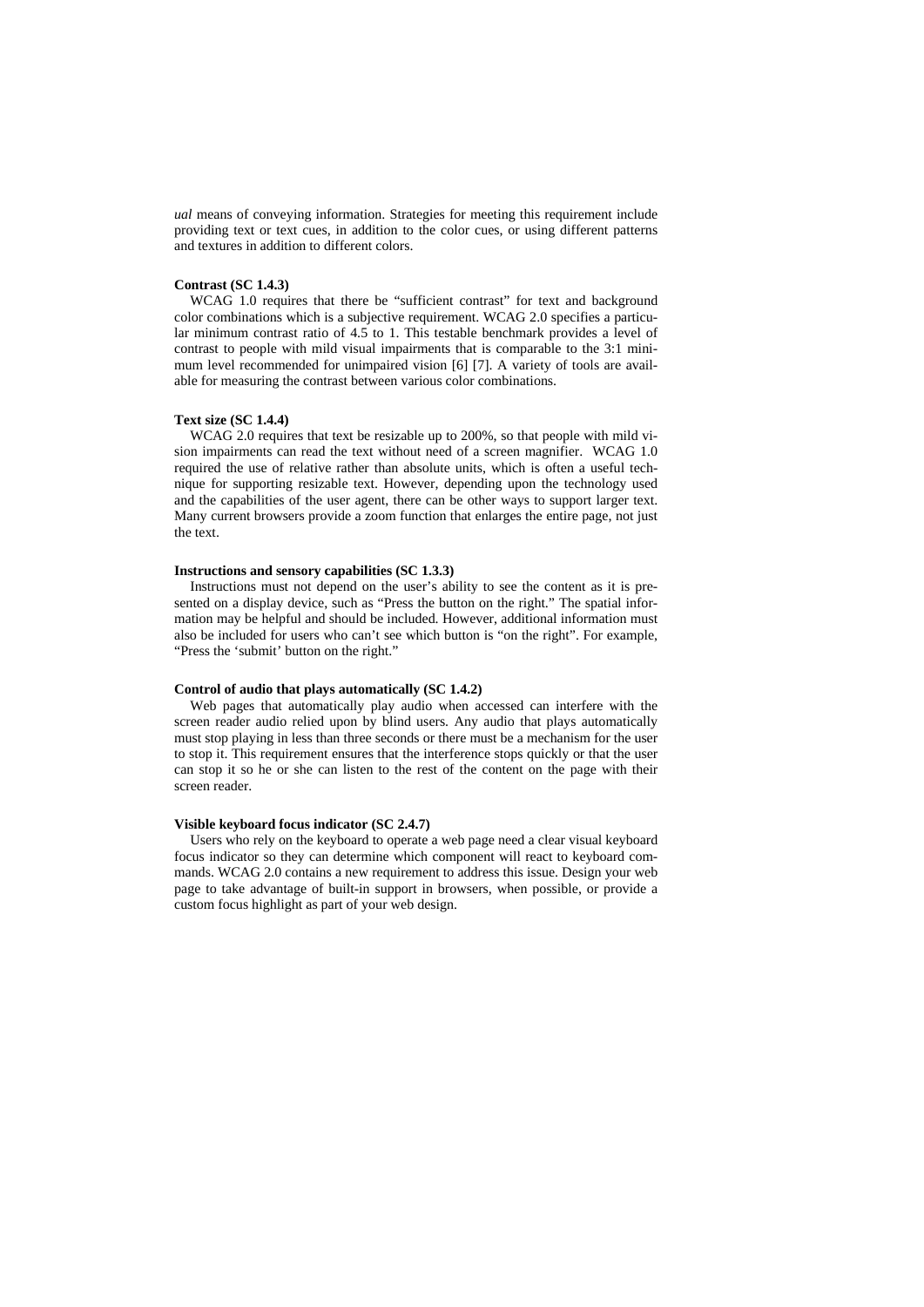*ual* means of conveying information. Strategies for meeting this requirement include providing text or text cues, in addition to the color cues, or using different patterns and textures in addition to different colors.

**Contrast (SC 1.4.3)**

WCAG 1.0 requires that there be "sufficient contrast" for text and background color combinations which is a subjective requirement. WCAG 2.0 specifies a particular minimum contrast ratio of 4.5 to 1. This testable benchmark provides a level of contrast to people with mild visual impairments that is comparable to the 3:1 minimum level recommended for unimpaired vision [6] [7]. A variety of tools are available for measuring the contrast between various color combinations.

**Text size (SC 1.4.4)**

WCAG 2.0 requires that text be resizable up to 200%, so that people with mild vision impairments can read the text without need of a screen magnifier. WCAG 1.0 required the use of relative rather than absolute units, which is often a useful technique for supporting resizable text. However, depending upon the technology used and the capabilities of the user agent, there can be other ways to support larger text. Many current browsers provide a zoom function that enlarges the entire page, not just the text.

**Instructions and sensory capabilities (SC 1.3.3)**

Instructions must not depend on the user's ability to see the content as it is presented on a display device, such as "Press the button on the right." The spatial information may be helpful and should be included. However, additional information must also be included for users who can't see which button is "on the right". For example, "Press the 'submit' button on the right."

**Control of audio that plays automatically (SC 1.4.2)**

Web pages that automatically play audio when accessed can interfere with the screen reader audio relied upon by blind users. Any audio that plays automatically must stop playing in less than three seconds or there must be a mechanism for the user to stop it. This requirement ensures that the interference stops quickly or that the user can stop it so he or she can listen to the rest of the content on the page with their screen reader.

**Visible keyboard focus indicator (SC 2.4.7)**

Users who rely on the keyboard to operate a web page need a clear visual keyboard focus indicator so they can determine which component will react to keyboard commands. WCAG 2.0 contains a new requirement to address this issue. Design your web page to take advantage of built-in support in browsers, when possible, or provide a custom focus highlight as part of your web design.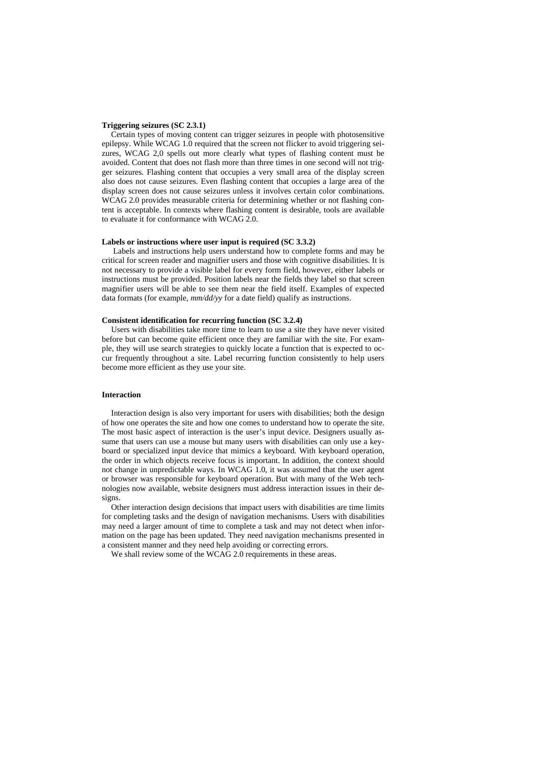**Triggering seizures (SC 2.3.1)**

Certain types of moving content can trigger seizures in people with photosensitive epilepsy. While WCAG 1.0 required that the screen not flicker to avoid triggering seizures, WCAG 2,0 spells out more clearly what types of flashing content must be avoided. Content that does not flash more than three times in one second will not trigger seizures. Flashing content that occupies a very small area of the display screen also does not cause seizures. Even flashing content that occupies a large area of the display screen does not cause seizures unless it involves certain color combinations. WCAG 2.0 provides measurable criteria for determining whether or not flashing content is acceptable. In contexts where flashing content is desirable, tools are available to evaluate it for conformance with WCAG 2.0.

**Labels or instructions where user input is required (SC 3.3.2)**

Labels and instructions help users understand how to complete forms and may be critical for screen reader and magnifier users and those with cognitive disabilities. It is not necessary to provide a visible label for every form field, however, either labels or instructions must be provided. Position labels near the fields they label so that screen magnifier users will be able to see them near the field itself. Examples of expected data formats (for example, *mm/dd/yy* for a date field) qualify as instructions.

**Consistent identification for recurring function (SC 3.2.4)**

Users with disabilities take more time to learn to use a site they have never visited before but can become quite efficient once they are familiar with the site. For example, they will use search strategies to quickly locate a function that is expected to occur frequently throughout a site. Label recurring function consistently to help users become more efficient as they use your site.

**Interaction**

Interaction design is also very important for users with disabilities; both the design of how one operates the site and how one comes to understand how to operate the site. The most basic aspect of interaction is the user's input device. Designers usually assume that users can use a mouse but many users with disabilities can only use a keyboard or specialized input device that mimics a keyboard. With keyboard operation, the order in which objects receive focus is important. In addition, the context should not change in unpredictable ways. In WCAG 1.0, it was assumed that the user agent or browser was responsible for keyboard operation. But with many of the Web technologies now available, website designers must address interaction issues in their designs.

Other interaction design decisions that impact users with disabilities are time limits for completing tasks and the design of navigation mechanisms. Users with disabilities may need a larger amount of time to complete a task and may not detect when information on the page has been updated. They need navigation mechanisms presented in a consistent manner and they need help avoiding or correcting errors.

We shall review some of the WCAG 2.0 requirements in these areas.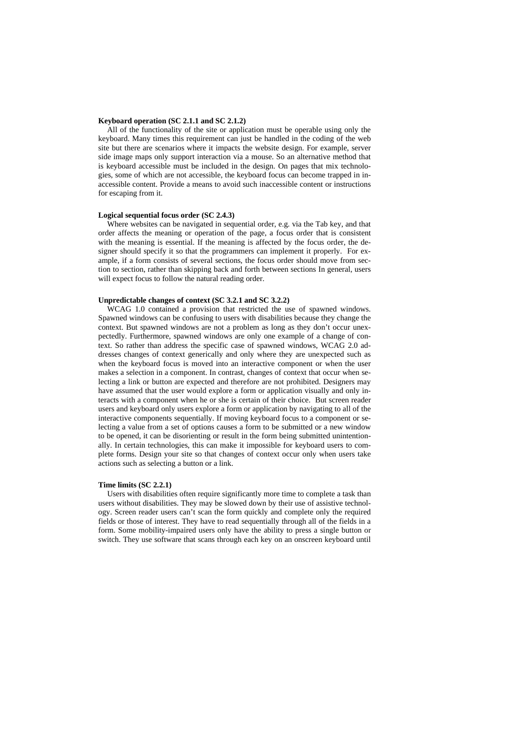**Keyboard operation (SC 2.1.1 and SC 2.1.2)**

All of the functionality of the site or application must be operable using only the keyboard. Many times this requirement can just be handled in the coding of the web site but there are scenarios where it impacts the website design. For example, server side image maps only support interaction via a mouse. So an alternative method that is keyboard accessible must be included in the design. On pages that mix technologies, some of which are not accessible, the keyboard focus can become trapped in inaccessible content. Provide a means to avoid such inaccessible content or instructions for escaping from it.

**Logical sequential focus order (SC 2.4.3)**

Where websites can be navigated in sequential order, e.g. via the Tab key, and that order affects the meaning or operation of the page, a focus order that is consistent with the meaning is essential. If the meaning is affected by the focus order, the designer should specify it so that the programmers can implement it properly. For example, if a form consists of several sections, the focus order should move from section to section, rather than skipping back and forth between sections In general, users will expect focus to follow the natural reading order.

**Unpredictable changes of context (SC 3.2.1 and SC 3.2.2)**

WCAG 1.0 contained a provision that restricted the use of spawned windows. Spawned windows can be confusing to users with disabilities because they change the context. But spawned windows are not a problem as long as they don't occur unexpectedly. Furthermore, spawned windows are only one example of a change of context. So rather than address the specific case of spawned windows, WCAG 2.0 addresses changes of context generically and only where they are unexpected such as when the keyboard focus is moved into an interactive component or when the user makes a selection in a component. In contrast, changes of context that occur when selecting a link or button are expected and therefore are not prohibited. Designers may have assumed that the user would explore a form or application visually and only interacts with a component when he or she is certain of their choice. But screen reader users and keyboard only users explore a form or application by navigating to all of the interactive components sequentially. If moving keyboard focus to a component or selecting a value from a set of options causes a form to be submitted or a new window to be opened, it can be disorienting or result in the form being submitted unintentionally. In certain technologies, this can make it impossible for keyboard users to complete forms. Design your site so that changes of context occur only when users take actions such as selecting a button or a link.

**Time limits (SC 2.2.1)**

Users with disabilities often require significantly more time to complete a task than users without disabilities. They may be slowed down by their use of assistive technology. Screen reader users can't scan the form quickly and complete only the required fields or those of interest. They have to read sequentially through all of the fields in a form. Some mobility-impaired users only have the ability to press a single button or switch. They use software that scans through each key on an onscreen keyboard until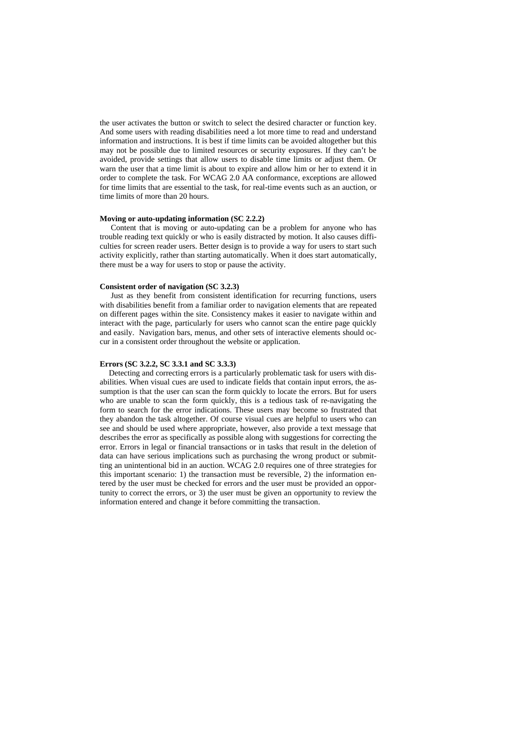the user activates the button or switch to select the desired character or function key. And some users with reading disabilities need a lot more time to read and understand information and instructions. It is best if time limits can be avoided altogether but this may not be possible due to limited resources or security exposures. If they can't be avoided, provide settings that allow users to disable time limits or adjust them. Or warn the user that a time limit is about to expire and allow him or her to extend it in order to complete the task. For WCAG 2.0 AA conformance, exceptions are allowed for time limits that are essential to the task, for real-time events such as an auction, or time limits of more than 20 hours.

**Moving or auto-updating information (SC 2.2.2)**

Content that is moving or auto-updating can be a problem for anyone who has trouble reading text quickly or who is easily distracted by motion. It also causes difficulties for screen reader users. Better design is to provide a way for users to start such activity explicitly, rather than starting automatically. When it does start automatically, there must be a way for users to stop or pause the activity.

**Consistent order of navigation (SC 3.2.3)**

Just as they benefit from consistent identification for recurring functions, users with disabilities benefit from a familiar order to navigation elements that are repeated on different pages within the site. Consistency makes it easier to navigate within and interact with the page, particularly for users who cannot scan the entire page quickly and easily. Navigation bars, menus, and other sets of interactive elements should occur in a consistent order throughout the website or application.

**Errors (SC 3.2.2, SC 3.3.1 and SC 3.3.3)**

Detecting and correcting errors is a particularly problematic task for users with disabilities. When visual cues are used to indicate fields that contain input errors, the assumption is that the user can scan the form quickly to locate the errors. But for users who are unable to scan the form quickly, this is a tedious task of re-navigating the form to search for the error indications. These users may become so frustrated that they abandon the task altogether. Of course visual cues are helpful to users who can see and should be used where appropriate, however, also provide a text message that describes the error as specifically as possible along with suggestions for correcting the error. Errors in legal or financial transactions or in tasks that result in the deletion of data can have serious implications such as purchasing the wrong product or submitting an unintentional bid in an auction. WCAG 2.0 requires one of three strategies for this important scenario: 1) the transaction must be reversible, 2) the information entered by the user must be checked for errors and the user must be provided an opportunity to correct the errors, or 3) the user must be given an opportunity to review the information entered and change it before committing the transaction.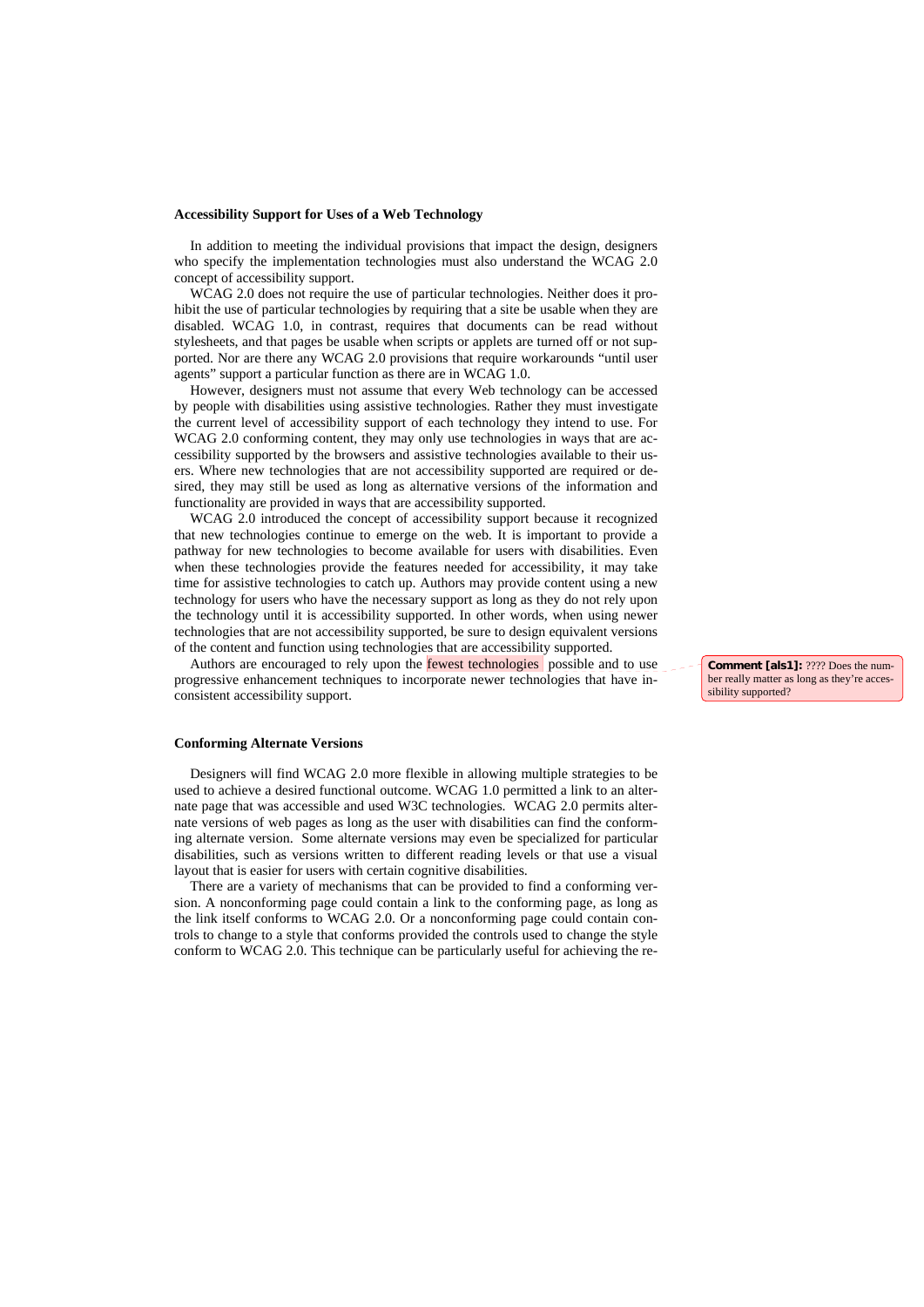**Accessibility Support for Uses of a Web Technology**

In addition to meeting the individual provisions that impact the design, designers who specify the implementation technologies must also understand the WCAG 2.0 concept of accessibility support.

WCAG 2.0 does not require the use of particular technologies. Neither does it prohibit the use of particular technologies by requiring that a site be usable when they are disabled. WCAG 1.0, in contrast, requires that documents can be read without stylesheets, and that pages be usable when scripts or applets are turned off or not supported. Nor are there any WCAG 2.0 provisions that require workarounds "until user agents" support a particular function as there are in WCAG 1.0.

However, designers must not assume that every Web technology can be accessed by people with disabilities using assistive technologies. Rather they must investigate the current level of accessibility support of each technology they intend to use. For WCAG 2.0 conforming content, they may only use technologies in ways that are accessibility supported by the browsers and assistive technologies available to their users. Where new technologies that are not accessibility supported are required or desired, they may still be used as long as alternative versions of the information and functionality are provided in ways that are accessibility supported.

WCAG 2.0 introduced the concept of accessibility support because it recognized that new technologies continue to emerge on the web. It is important to provide a pathway for new technologies to become available for users with disabilities. Even when these technologies provide the features needed for accessibility, it may take time for assistive technologies to catch up. Authors may provide content using a new technology for users who have the necessary support as long as they do not rely upon the technology until it is accessibility supported. In other words, when using newer technologies that are not accessibility supported, be sure to design equivalent versions of the content and function using technologies that are accessibility supported.

Authors are encouraged to rely upon the fewest technologies possible and to use progressive enhancement techniques to incorporate newer technologies that have inconsistent accessibility support.

**Comment [als1]:** ???? Does the number really matter as long as they're accessibility supported?

**Conforming Alternate Versions**

Designers will find WCAG 2.0 more flexible in allowing multiple strategies to be used to achieve a desired functional outcome. WCAG 1.0 permitted a link to an alternate page that was accessible and used W3C technologies. WCAG 2.0 permits alternate versions of web pages as long as the user with disabilities can find the conforming alternate version. Some alternate versions may even be specialized for particular disabilities, such as versions written to different reading levels or that use a visual layout that is easier for users with certain cognitive disabilities.

There are a variety of mechanisms that can be provided to find a conforming version. A nonconforming page could contain a link to the conforming page, as long as the link itself conforms to WCAG 2.0. Or a nonconforming page could contain controls to change to a style that conforms provided the controls used to change the style conform to WCAG 2.0. This technique can be particularly useful for achieving the re-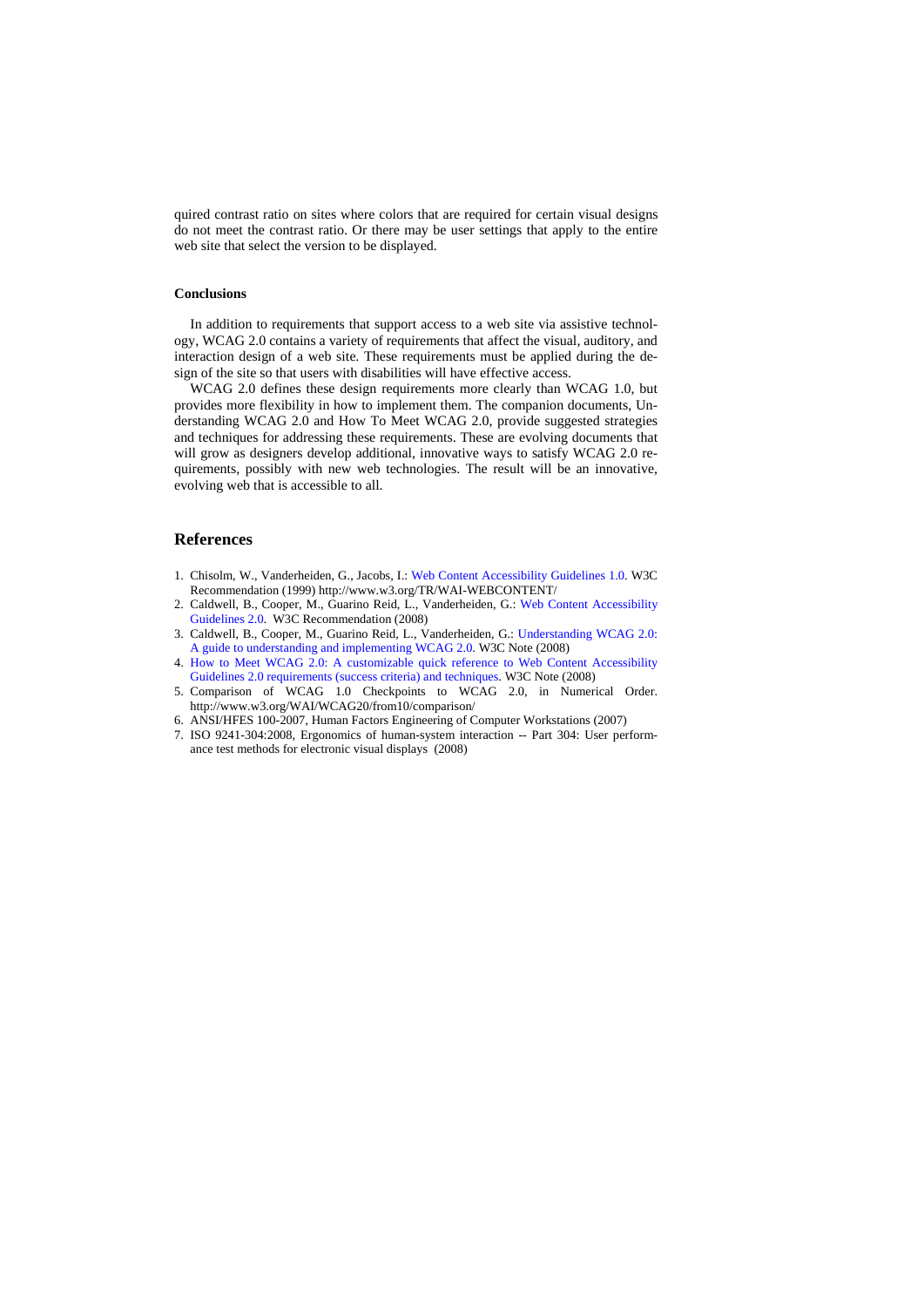quired contrast ratio on sites where colors that are required for certain visual designs do not meet the contrast ratio. Or there may be user settings that apply to the entire web site that select the version to be displayed.

### Conclusions

In addition to requirements that support access to a web site via assistive technology, WCAG 2.0 contains a variety of requirements that affect the visual, auditory, and interaction design of a web site. These requirements must be applied during the design of the site so that users with disabilities will have effective access.

WCAG 2.0 defines these design requirements more clearly than WCAG 1.0, but provides more flexibility in how to implement them. The companion documents, Understanding WCAG 2.0 and How To Meet WCAG 2.0, provide suggested strategies and techniques for addressing these requirements. These are evolving documents that will grow as designers develop additional, innovative ways to satisfy WCAG 2.0 requirements, possibly with new web technologies. The result will be an innovative, evolving web that is accessible to all.

## References

1. Chisolm, W., Vanderheiden, G., Jacobs, I.: Web Content Accessibility Guidelines 1.0. W3C Recommendation (1999) http://www.w3.org/TR/WAI-WEBCONTENT/
2. Caldwell, B., Cooper, M., Guarino Reid, L., Vanderheiden, G.: Web Content Accessibility Guidelines 2.0. W3C Recommendation (2008)
3. Caldwell, B., Cooper, M., Guarino Reid, L., Vanderheiden, G.: Understanding WCAG 2.0: A guide to understanding and implementing WCAG 2.0. W3C Note (2008)
4. How to Meet WCAG 2.0: A customizable quick reference to Web Content Accessibility Guidelines 2.0 requirements (success criteria) and techniques. W3C Note (2008)
5. Comparison of WCAG 1.0 Checkpoints to WCAG 2.0, in Numerical Order. http://www.w3.org/WAI/WCAG20/from10/comparison/
6. ANSI/HFES 100-2007, Human Factors Engineering of Computer Workstations (2007)
7. ISO 9241-304:2008, Ergonomics of human-system interaction -- Part 304: User performance test methods for electronic visual displays (2008)